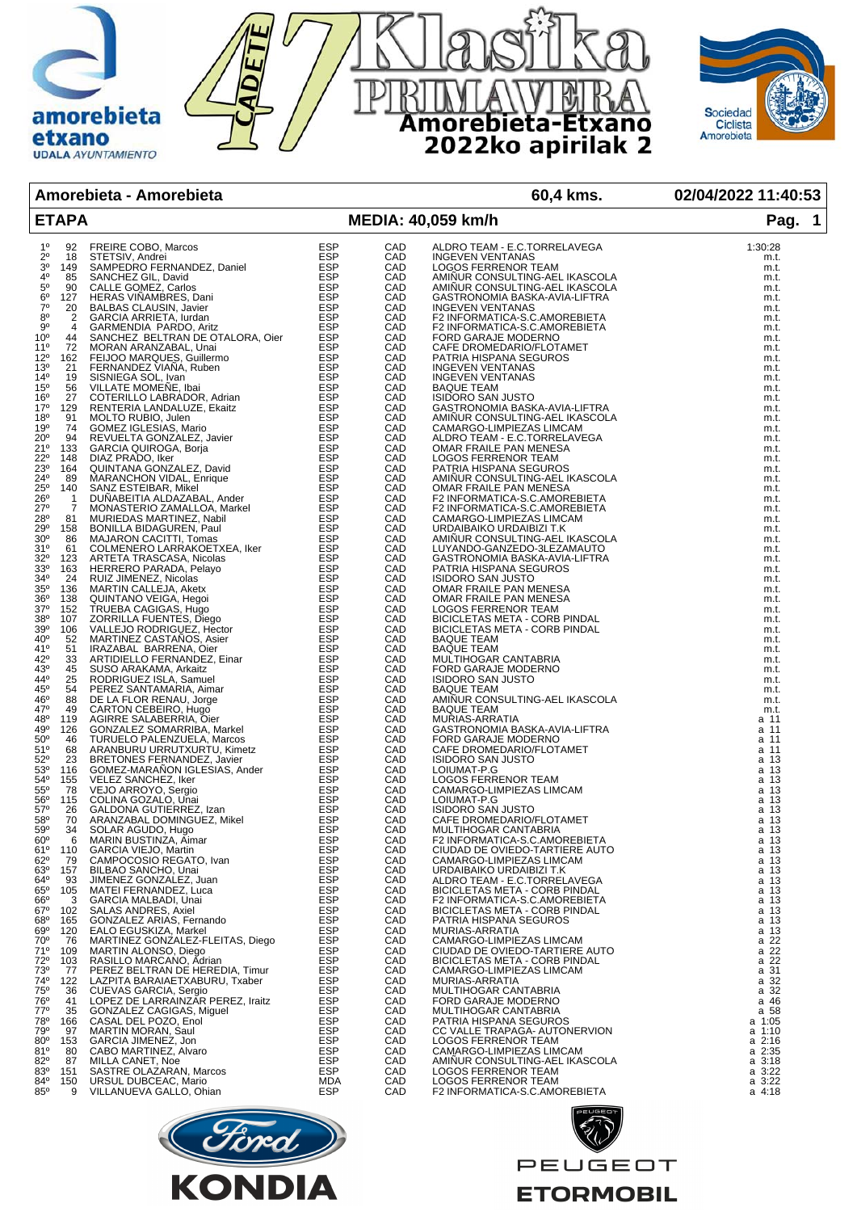# 47 Klasika Primavera CADETE

**Amorebieta-Etxano 2022ko apirilak 2**

amorebieta etxano UDALA AYUNTAMIENTO

Sociedad Ciclista Amorebieta

| Amorebieta - Amorebieta | 60,4 kms. | 02/04/2022 11:40:53 |
|---|---|---|
| **ETAPA** | **MEDIA: 40,059 km/h** | **Pag. 1** |

| Pos. | Dorsal | Nombre | Nac. | Cat. | Equipo | Tiempo |
|---|---|---|---|---|---|---|
| 1º | 92 | FREIRE COBO, Marcos | ESP | CAD | ALDRO TEAM - E.C.TORRELAVEGA | 1:30:28 |
| 2º | 18 | STETSIV, Andrei | ESP | CAD | INGEVEN VENTANAS | m.t. |
| 3º | 149 | SAMPEDRO FERNANDEZ, Daniel | ESP | CAD | LOGOS FERRENOR TEAM | m.t. |
| 4º | 85 | SANCHEZ GIL, David | ESP | CAD | AMIÑUR CONSULTING-AEL IKASCOLA | m.t. |
| 5º | 90 | CALLE GOMEZ, Carlos | ESP | CAD | AMIÑUR CONSULTING-AEL IKASCOLA | m.t. |
| 6º | 127 | HERAS VIÑAMBRES, Dani | ESP | CAD | GASTRONOMIA BASKA-AVIA-LIFTRA | m.t. |
| 7º | 20 | BALBAS CLAUSIN, Javier | ESP | CAD | INGEVEN VENTANAS | m.t. |
| 8º | 2 | GARCIA ARRIETA, Iurdan | ESP | CAD | F2 INFORMATICA-S.C.AMOREBIETA | m.t. |
| 9º | 4 | GARMENDIA PARDO, Aritz | ESP | CAD | F2 INFORMATICA-S.C.AMOREBIETA | m.t. |
| 10º | 44 | SANCHEZ BELTRAN DE OTALORA, Oier | ESP | CAD | FORD GARAJE MODERNO | m.t. |
| 11º | 72 | MORAN ARANZABAL, Unai | ESP | CAD | CAFE DROMEDARIO/FLOTAMET | m.t. |
| 12º | 162 | FEIJOO MARQUES, Guillermo | ESP | CAD | PATRIA HISPANA SEGUROS | m.t. |
| 13º | 21 | FERNANDEZ VIAÑA, Ruben | ESP | CAD | INGEVEN VENTANAS | m.t. |
| 14º | 19 | SISNIEGA SOL, Ivan | ESP | CAD | INGEVEN VENTANAS | m.t. |
| 15º | 56 | VILLATE MOMEÑE, Ibai | ESP | CAD | BAQUE TEAM | m.t. |
| 16º | 27 | COTERILLO LABRADOR, Adrian | ESP | CAD | ISIDORO SAN JUSTO | m.t. |
| 17º | 129 | RENTERIA LANDALUZE, Ekaitz | ESP | CAD | GASTRONOMIA BASKA-AVIA-LIFTRA | m.t. |
| 18º | 91 | MOLTO RUBIO, Julen | ESP | CAD | AMIÑUR CONSULTING-AEL IKASCOLA | m.t. |
| 19º | 74 | GOMEZ IGLESIAS, Mario | ESP | CAD | CAMARGO-LIMPIEZAS LIMCAM | m.t. |
| 20º | 94 | REVUELTA GONZALEZ, Javier | ESP | CAD | ALDRO TEAM - E.C.TORRELAVEGA | m.t. |
| 21º | 133 | GARCIA QUIROGA, Borja | ESP | CAD | OMAR FRAILE PAN MENESA | m.t. |
| 22º | 148 | DIAZ PRADO, Iker | ESP | CAD | LOGOS FERRENOR TEAM | m.t. |
| 23º | 164 | QUINTANA GONZALEZ, David | ESP | CAD | PATRIA HISPANA SEGUROS | m.t. |
| 24º | 89 | MARANCHON VIDAL, Enrique | ESP | CAD | AMIÑUR CONSULTING-AEL IKASCOLA | m.t. |
| 25º | 140 | SANZ ESTEIBAR, Mikel | ESP | CAD | OMAR FRAILE PAN MENESA | m.t. |
| 26º | 1 | DUÑABEITIA ALDAZABAL, Ander | ESP | CAD | F2 INFORMATICA-S.C.AMOREBIETA | m.t. |
| 27º | 7 | MONASTERIO ZAMALLOA, Markel | ESP | CAD | F2 INFORMATICA-S.C.AMOREBIETA | m.t. |
| 28º | 81 | MURIEDAS MARTINEZ, Nabil | ESP | CAD | CAMARGO-LIMPIEZAS LIMCAM | m.t. |
| 29º | 158 | BONILLA BIDAGUREN, Paul | ESP | CAD | URDAIBAIKO URDAIBIZI T.K | m.t. |
| 30º | 86 | MAJARON CACITTI, Tomas | ESP | CAD | AMIÑUR CONSULTING-AEL IKASCOLA | m.t. |
| 31º | 61 | COLMENERO LARRAKOETXEA, Iker | ESP | CAD | LUYANDO-GANZEDO-3LEZAMAUTO | m.t. |
| 32º | 123 | ARTETA TRASCASA, Nicolas | ESP | CAD | GASTRONOMIA BASKA-AVIA-LIFTRA | m.t. |
| 33º | 163 | HERRERO PARADA, Pelayo | ESP | CAD | PATRIA HISPANA SEGUROS | m.t. |
| 34º | 24 | RUIZ JIMENEZ, Nicolas | ESP | CAD | ISIDORO SAN JUSTO | m.t. |
| 35º | 136 | MARTIN CALLEJA, Aketx | ESP | CAD | OMAR FRAILE PAN MENESA | m.t. |
| 36º | 138 | QUINTANO VEIGA, Hegoi | ESP | CAD | OMAR FRAILE PAN MENESA | m.t. |
| 37º | 152 | TRUEBA CAGIGAS, Hugo | ESP | CAD | LOGOS FERRENOR TEAM | m.t. |
| 38º | 107 | ZORRILLA FUENTES, Diego | ESP | CAD | BICICLETAS META - CORB PINDAL | m.t. |
| 39º | 106 | VALLEJO RODRIGUEZ, Hector | ESP | CAD | BICICLETAS META - CORB PINDAL | m.t. |
| 40º | 52 | MARTINEZ CASTAÑOS, Asier | ESP | CAD | BAQUE TEAM | m.t. |
| 41º | 51 | IRAZABAL BARRENA, Oier | ESP | CAD | BAQUE TEAM | m.t. |
| 42º | 33 | ARTIDIELLO FERNANDEZ, Einar | ESP | CAD | MULTIHOGAR CANTABRIA | m.t. |
| 43º | 45 | SUSO ARAKAMA, Arkaitz | ESP | CAD | FORD GARAJE MODERNO | m.t. |
| 44º | 25 | RODRIGUEZ ISLA, Samuel | ESP | CAD | ISIDORO SAN JUSTO | m.t. |
| 45º | 54 | PEREZ SANTAMARIA, Aimar | ESP | CAD | BAQUE TEAM | m.t. |
| 46º | 88 | DE LA FLOR RENAU, Jorge | ESP | CAD | AMIÑUR CONSULTING-AEL IKASCOLA | m.t. |
| 47º | 49 | CARTON CEBEIRO, Hugo | ESP | CAD | BAQUE TEAM | m.t. |
| 48º | 119 | AGIRRE SALABERRIA, Oier | ESP | CAD | MURIAS-ARRATIA | a 11 |
| 49º | 126 | GONZALEZ SOMARRIBA, Markel | ESP | CAD | GASTRONOMIA BASKA-AVIA-LIFTRA | a 11 |
| 50º | 46 | TURUELO PALENZUELA, Marcos | ESP | CAD | FORD GARAJE MODERNO | a 11 |
| 51º | 68 | ARANBURU URRUTXURTU, Kimetz | ESP | CAD | CAFE DROMEDARIO/FLOTAMET | a 11 |
| 52º | 23 | BRETONES FERNANDEZ, Javier | ESP | CAD | ISIDORO SAN JUSTO | a 13 |
| 53º | 116 | GOMEZ-MARAÑON IGLESIAS, Ander | ESP | CAD | LOIUMAT-P.G | a 13 |
| 54º | 155 | VELEZ SANCHEZ, Iker | ESP | CAD | LOGOS FERRENOR TEAM | a 13 |
| 55º | 78 | VEJO ARROYO, Sergio | ESP | CAD | CAMARGO-LIMPIEZAS LIMCAM | a 13 |
| 56º | 115 | COLINA GOZALO, Unai | ESP | CAD | LOIUMAT-P.G | a 13 |
| 57º | 26 | GALDONA GUTIERREZ, Izan | ESP | CAD | ISIDORO SAN JUSTO | a 13 |
| 58º | 70 | ARANZABAL DOMINGUEZ, Mikel | ESP | CAD | CAFE DROMEDARIO/FLOTAMET | a 13 |
| 59º | 34 | SOLAR AGUDO, Hugo | ESP | CAD | MULTIHOGAR CANTABRIA | a 13 |
| 60º | 6 | MARIN BUSTINZA, Aimar | ESP | CAD | F2 INFORMATICA-S.C.AMOREBIETA | a 13 |
| 61º | 110 | GARCIA VIEJO, Martin | ESP | CAD | CIUDAD DE OVIEDO-TARTIERE AUTO | a 13 |
| 62º | 79 | CAMPOCOSIO REGATO, Ivan | ESP | CAD | CAMARGO-LIMPIEZAS LIMCAM | a 13 |
| 63º | 157 | BILBAO SANCHO, Unai | ESP | CAD | URDAIBAIKO URDAIBIZI T.K | a 13 |
| 64º | 93 | JIMENEZ GONZALEZ, Juan | ESP | CAD | ALDRO TEAM - E.C.TORRELAVEGA | a 13 |
| 65º | 105 | MATEI FERNANDEZ, Luca | ESP | CAD | BICICLETAS META - CORB PINDAL | a 13 |
| 66º | 3 | GARCIA MALBADI, Unai | ESP | CAD | F2 INFORMATICA-S.C.AMOREBIETA | a 13 |
| 67º | 102 | SALAS ANDRES, Axiel | ESP | CAD | BICICLETAS META - CORB PINDAL | a 13 |
| 68º | 165 | GONZALEZ ARIAS, Fernando | ESP | CAD | PATRIA HISPANA SEGUROS | a 13 |
| 69º | 120 | EALO EGUSKIZA, Markel | ESP | CAD | MURIAS-ARRATIA | a 13 |
| 70º | 76 | MARTINEZ GONZALEZ-FLEITAS, Diego | ESP | CAD | CAMARGO-LIMPIEZAS LIMCAM | a 22 |
| 71º | 109 | MARTIN ALONSO, Diego | ESP | CAD | CIUDAD DE OVIEDO-TARTIERE AUTO | a 22 |
| 72º | 103 | RASILLO MARCANO, Adrian | ESP | CAD | BICICLETAS META - CORB PINDAL | a 22 |
| 73º | 77 | PEREZ BELTRAN DE HEREDIA, Timur | ESP | CAD | CAMARGO-LIMPIEZAS LIMCAM | a 31 |
| 74º | 122 | LAZPITA BARAIAETXABURU, Txaber | ESP | CAD | MURIAS-ARRATIA | a 32 |
| 75º | 36 | CUEVAS GARCIA, Sergio | ESP | CAD | MULTIHOGAR CANTABRIA | a 32 |
| 76º | 41 | LOPEZ DE LARRAINZAR PEREZ, Iraitz | ESP | CAD | FORD GARAJE MODERNO | a 46 |
| 77º | 35 | GONZALEZ CAGIGAS, Miguel | ESP | CAD | MULTIHOGAR CANTABRIA | a 58 |
| 78º | 166 | CASAL DEL POZO, Enol | ESP | CAD | PATRIA HISPANA SEGUROS | a 1:05 |
| 79º | 97 | MARTIN MORAN, Saul | ESP | CAD | CC VALLE TRAPAGA- AUTONERVION | a 1:10 |
| 80º | 153 | GARCIA JIMENEZ, Jon | ESP | CAD | LOGOS FERRENOR TEAM | a 2:16 |
| 81º | 80 | CABO MARTINEZ, Alvaro | ESP | CAD | CAMARGO-LIMPIEZAS LIMCAM | a 2:35 |
| 82º | 87 | MILLA CANET, Noe | ESP | CAD | AMIÑUR CONSULTING-AEL IKASCOLA | a 3:18 |
| 83º | 151 | SASTRE OLAZARAN, Marcos | ESP | CAD | LOGOS FERRENOR TEAM | a 3:22 |
| 84º | 150 | URSUL DUBCEAC, Mario | MDA | CAD | LOGOS FERRENOR TEAM | a 3:22 |
| 85º | 9 | VILLANUEVA GALLO, Ohian | ESP | CAD | F2 INFORMATICA-S.C.AMOREBIETA | a 4:18 |

Ford KONDIA — PEUGEOT ETORMOBIL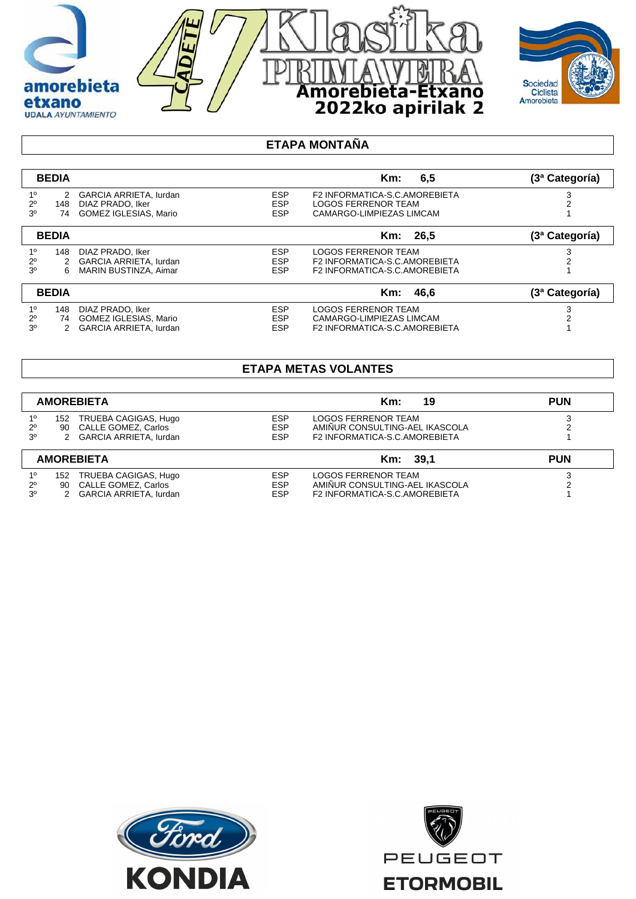amorebieta etxano
UDALA AYUNTAMIENTO

47 CADETE Klasika PRIMAVERA
Amorebieta-Etxano
2022ko apirilak 2

Sociedad Ciclista Amorebieta

## ETAPA MONTAÑA

| BEDIA | | | | Km: 6,5 | (3ª Categoría) |
|---|---|---|---|---|---|
| 1º | 2 | GARCIA ARRIETA, Iurdan | ESP | F2 INFORMATICA-S.C.AMOREBIETA | 3 |
| 2º | 148 | DIAZ PRADO, Iker | ESP | LOGOS FERRENOR TEAM | 2 |
| 3º | 74 | GOMEZ IGLESIAS, Mario | ESP | CAMARGO-LIMPIEZAS LIMCAM | 1 |

| BEDIA | | | | Km: 26,5 | (3ª Categoría) |
|---|---|---|---|---|---|
| 1º | 148 | DIAZ PRADO, Iker | ESP | LOGOS FERRENOR TEAM | 3 |
| 2º | 2 | GARCIA ARRIETA, Iurdan | ESP | F2 INFORMATICA-S.C.AMOREBIETA | 2 |
| 3º | 6 | MARIN BUSTINZA, Aimar | ESP | F2 INFORMATICA-S.C.AMOREBIETA | 1 |

| BEDIA | | | | Km: 46,6 | (3ª Categoría) |
|---|---|---|---|---|---|
| 1º | 148 | DIAZ PRADO, Iker | ESP | LOGOS FERRENOR TEAM | 3 |
| 2º | 74 | GOMEZ IGLESIAS, Mario | ESP | CAMARGO-LIMPIEZAS LIMCAM | 2 |
| 3º | 2 | GARCIA ARRIETA, Iurdan | ESP | F2 INFORMATICA-S.C.AMOREBIETA | 1 |

## ETAPA METAS VOLANTES

| AMOREBIETA | | | | Km: 19 | PUN |
|---|---|---|---|---|---|
| 1º | 152 | TRUEBA CAGIGAS, Hugo | ESP | LOGOS FERRENOR TEAM | 3 |
| 2º | 90 | CALLE GOMEZ, Carlos | ESP | AMIÑUR CONSULTING-AEL IKASCOLA | 2 |
| 3º | 2 | GARCIA ARRIETA, Iurdan | ESP | F2 INFORMATICA-S.C.AMOREBIETA | 1 |

| AMOREBIETA | | | | Km: 39,1 | PUN |
|---|---|---|---|---|---|
| 1º | 152 | TRUEBA CAGIGAS, Hugo | ESP | LOGOS FERRENOR TEAM | 3 |
| 2º | 90 | CALLE GOMEZ, Carlos | ESP | AMIÑUR CONSULTING-AEL IKASCOLA | 2 |
| 3º | 2 | GARCIA ARRIETA, Iurdan | ESP | F2 INFORMATICA-S.C.AMOREBIETA | 1 |

Ford KONDIA

PEUGEOT ETORMOBIL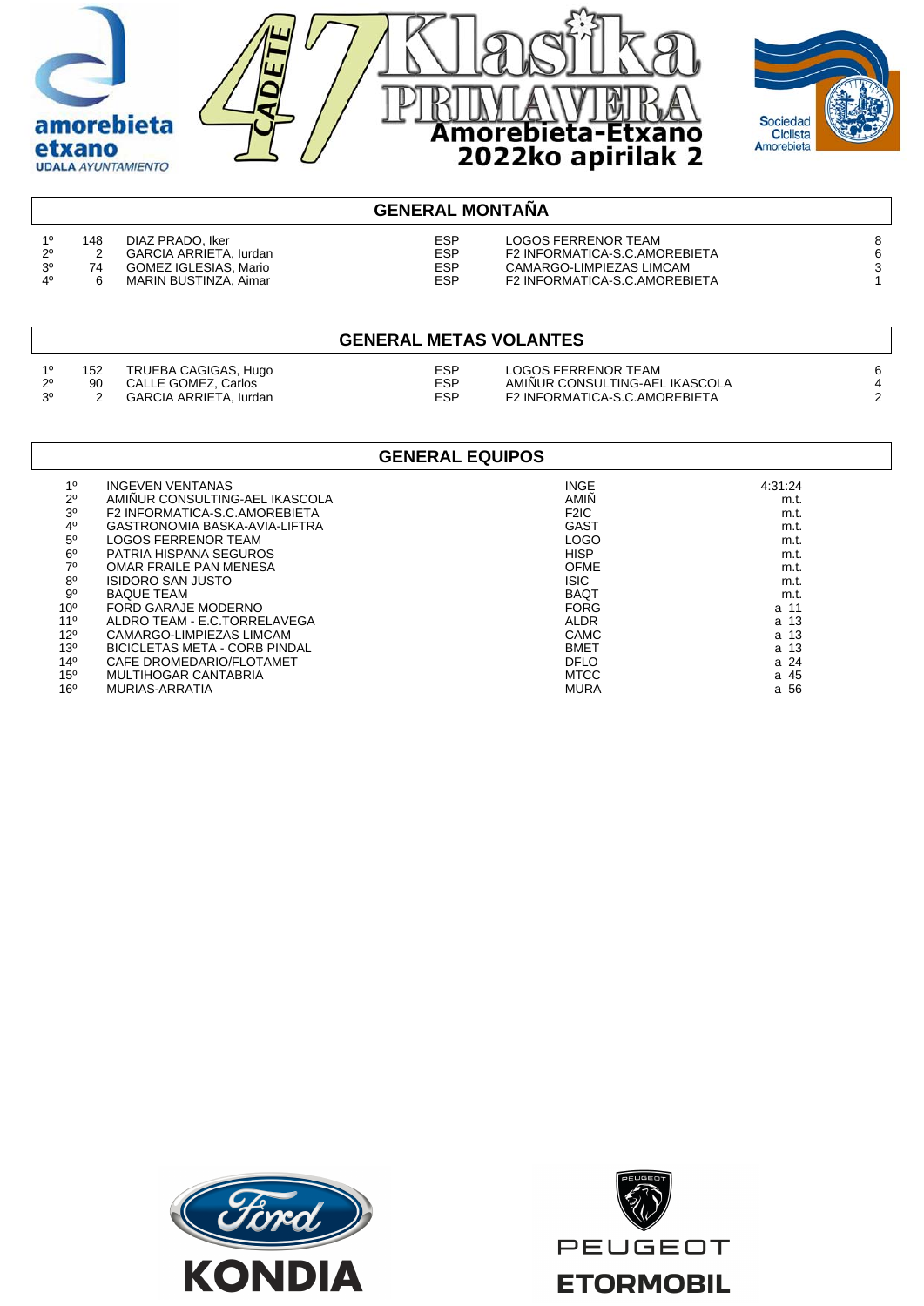# 47 CADETE Klasika PRIMAVERA Amorebieta-Etxano 2022ko apirilak 2

## GENERAL MONTAÑA

| | | | | | |
|---|---|---|---|---|---|
| 1º | 148 | DIAZ PRADO, Iker | ESP | LOGOS FERRENOR TEAM | 8 |
| 2º | 2 | GARCIA ARRIETA, Iurdan | ESP | F2 INFORMATICA-S.C.AMOREBIETA | 6 |
| 3º | 74 | GOMEZ IGLESIAS, Mario | ESP | CAMARGO-LIMPIEZAS LIMCAM | 3 |
| 4º | 6 | MARIN BUSTINZA, Aimar | ESP | F2 INFORMATICA-S.C.AMOREBIETA | 1 |

## GENERAL METAS VOLANTES

| | | | | | |
|---|---|---|---|---|---|
| 1º | 152 | TRUEBA CAGIGAS, Hugo | ESP | LOGOS FERRENOR TEAM | 6 |
| 2º | 90 | CALLE GOMEZ, Carlos | ESP | AMIÑUR CONSULTING-AEL IKASCOLA | 4 |
| 3º | 2 | GARCIA ARRIETA, Iurdan | ESP | F2 INFORMATICA-S.C.AMOREBIETA | 2 |

## GENERAL EQUIPOS

| | | | |
|---|---|---|---|
| 1º | INGEVEN VENTANAS | INGE | 4:31:24 |
| 2º | AMIÑUR CONSULTING-AEL IKASCOLA | AMIÑ | m.t. |
| 3º | F2 INFORMATICA-S.C.AMOREBIETA | F2IC | m.t. |
| 4º | GASTRONOMIA BASKA-AVIA-LIFTRA | GAST | m.t. |
| 5º | LOGOS FERRENOR TEAM | LOGO | m.t. |
| 6º | PATRIA HISPANA SEGUROS | HISP | m.t. |
| 7º | OMAR FRAILE PAN MENESA | OFME | m.t. |
| 8º | ISIDORO SAN JUSTO | ISIC | m.t. |
| 9º | BAQUE TEAM | BAQT | m.t. |
| 10º | FORD GARAJE MODERNO | FORG | a 11 |
| 11º | ALDRO TEAM - E.C.TORRELAVEGA | ALDR | a 13 |
| 12º | CAMARGO-LIMPIEZAS LIMCAM | CAMC | a 13 |
| 13º | BICICLETAS META - CORB PINDAL | BMET | a 13 |
| 14º | CAFE DROMEDARIO/FLOTAMET | DFLO | a 24 |
| 15º | MULTIHOGAR CANTABRIA | MTCC | a 45 |
| 16º | MURIAS-ARRATIA | MURA | a 56 |